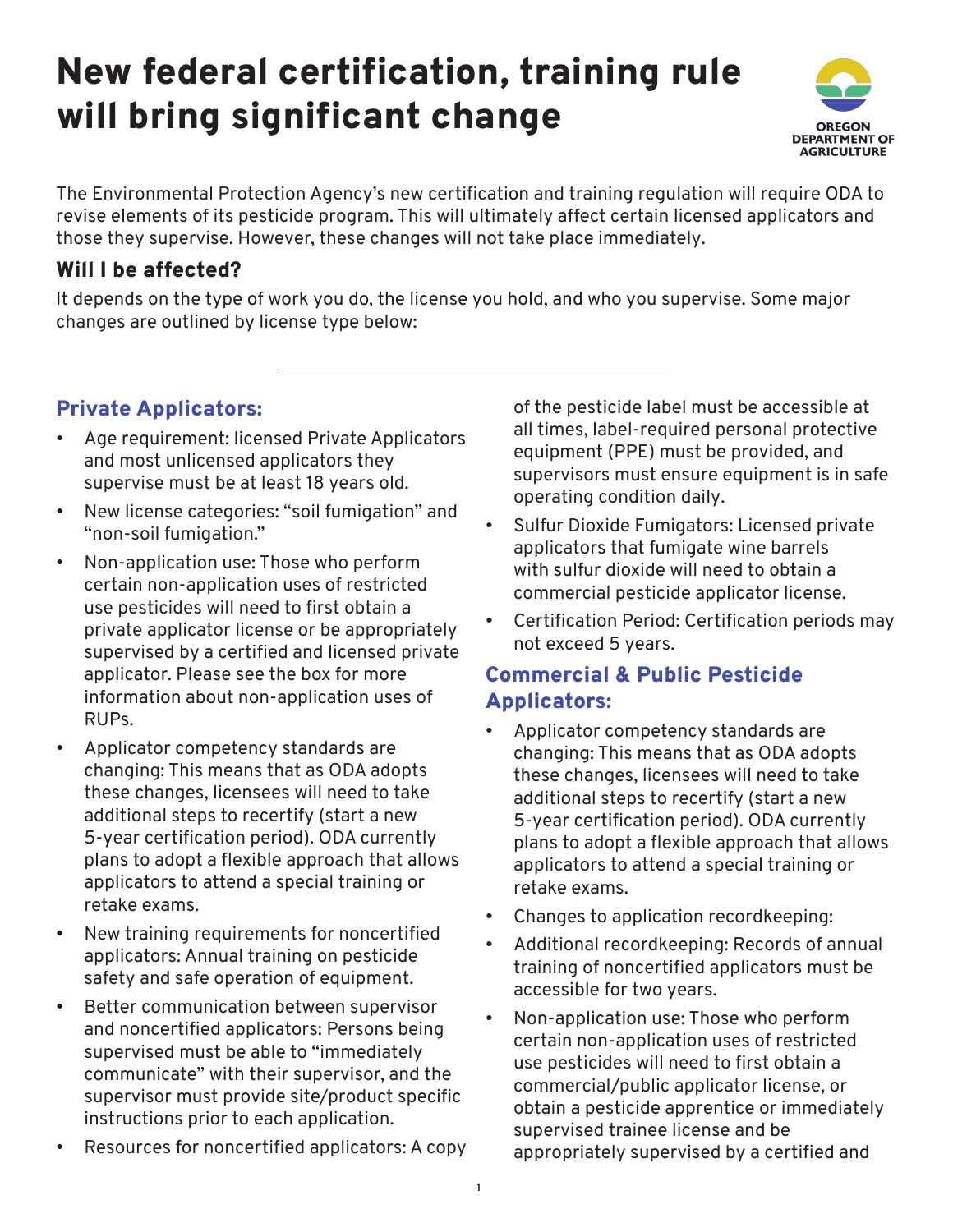# New federal certification, training rule will bring significant change

OREGON DEPARTMENT OF AGRICULTURE

The Environmental Protection Agency's new certification and training regulation will require ODA to revise elements of its pesticide program. This will ultimately affect certain licensed applicators and those they supervise. However, these changes will not take place immediately.

### Will I be affected?

It depends on the type of work you do, the license you hold, and who you supervise. Some major changes are outlined by license type below:

---

## Private Applicators:

- Age requirement: licensed Private Applicators and most unlicensed applicators they supervise must be at least 18 years old.
- New license categories: "soil fumigation" and "non-soil fumigation."
- Non-application use: Those who perform certain non-application uses of restricted use pesticides will need to first obtain a private applicator license or be appropriately supervised by a certified and licensed private applicator. Please see the box for more information about non-application uses of RUPs.
- Applicator competency standards are changing: This means that as ODA adopts these changes, licensees will need to take additional steps to recertify (start a new 5-year certification period). ODA currently plans to adopt a flexible approach that allows applicators to attend a special training or retake exams.
- New training requirements for noncertified applicators: Annual training on pesticide safety and safe operation of equipment.
- Better communication between supervisor and noncertified applicators: Persons being supervised must be able to "immediately communicate" with their supervisor, and the supervisor must provide site/product specific instructions prior to each application.
- Resources for noncertified applicators: A copy of the pesticide label must be accessible at all times, label-required personal protective equipment (PPE) must be provided, and supervisors must ensure equipment is in safe operating condition daily.
- Sulfur Dioxide Fumigators: Licensed private applicators that fumigate wine barrels with sulfur dioxide will need to obtain a commercial pesticide applicator license.
- Certification Period: Certification periods may not exceed 5 years.

## Commercial & Public Pesticide Applicators:

- Applicator competency standards are changing: This means that as ODA adopts these changes, licensees will need to take additional steps to recertify (start a new 5-year certification period). ODA currently plans to adopt a flexible approach that allows applicators to attend a special training or retake exams.
- Changes to application recordkeeping:
- Additional recordkeeping: Records of annual training of noncertified applicators must be accessible for two years.
- Non-application use: Those who perform certain non-application uses of restricted use pesticides will need to first obtain a commercial/public applicator license, or obtain a pesticide apprentice or immediately supervised trainee license and be appropriately supervised by a certified and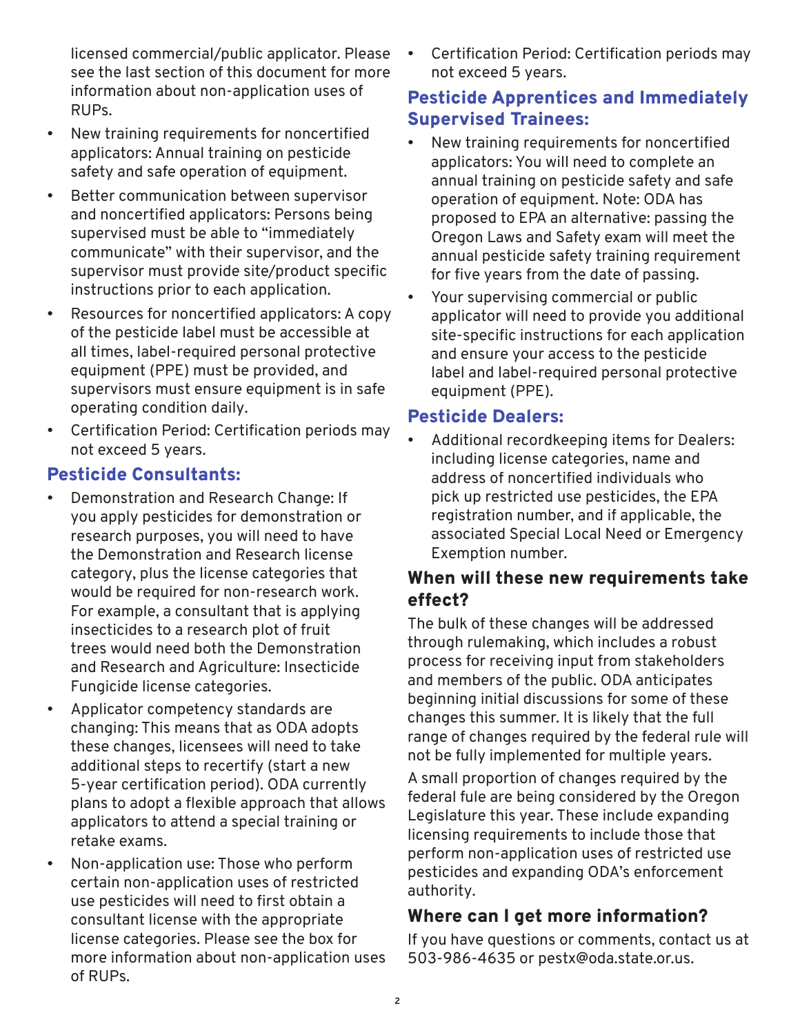licensed commercial/public applicator. Please see the last section of this document for more information about non-application uses of RUPs.

- New training requirements for noncertified applicators: Annual training on pesticide safety and safe operation of equipment.
- Better communication between supervisor and noncertified applicators: Persons being supervised must be able to "immediately communicate" with their supervisor, and the supervisor must provide site/product specific instructions prior to each application.
- Resources for noncertified applicators: A copy of the pesticide label must be accessible at all times, label-required personal protective equipment (PPE) must be provided, and supervisors must ensure equipment is in safe operating condition daily.
- Certification Period: Certification periods may not exceed 5 years.

## Pesticide Consultants:

- Demonstration and Research Change: If you apply pesticides for demonstration or research purposes, you will need to have the Demonstration and Research license category, plus the license categories that would be required for non-research work. For example, a consultant that is applying insecticides to a research plot of fruit trees would need both the Demonstration and Research and Agriculture: Insecticide Fungicide license categories.
- Applicator competency standards are changing: This means that as ODA adopts these changes, licensees will need to take additional steps to recertify (start a new 5-year certification period). ODA currently plans to adopt a flexible approach that allows applicators to attend a special training or retake exams.
- Non-application use: Those who perform certain non-application uses of restricted use pesticides will need to first obtain a consultant license with the appropriate license categories. Please see the box for more information about non-application uses of RUPs.
- Certification Period: Certification periods may not exceed 5 years.

## Pesticide Apprentices and Immediately Supervised Trainees:

- New training requirements for noncertified applicators: You will need to complete an annual training on pesticide safety and safe operation of equipment. Note: ODA has proposed to EPA an alternative: passing the Oregon Laws and Safety exam will meet the annual pesticide safety training requirement for five years from the date of passing.
- Your supervising commercial or public applicator will need to provide you additional site-specific instructions for each application and ensure your access to the pesticide label and label-required personal protective equipment (PPE).

## Pesticide Dealers:

- Additional recordkeeping items for Dealers: including license categories, name and address of noncertified individuals who pick up restricted use pesticides, the EPA registration number, and if applicable, the associated Special Local Need or Emergency Exemption number.

## When will these new requirements take effect?

The bulk of these changes will be addressed through rulemaking, which includes a robust process for receiving input from stakeholders and members of the public. ODA anticipates beginning initial discussions for some of these changes this summer. It is likely that the full range of changes required by the federal rule will not be fully implemented for multiple years.

A small proportion of changes required by the federal fule are being considered by the Oregon Legislature this year. These include expanding licensing requirements to include those that perform non-application uses of restricted use pesticides and expanding ODA's enforcement authority.

## Where can I get more information?

If you have questions or comments, contact us at 503-986-4635 or pestx@oda.state.or.us.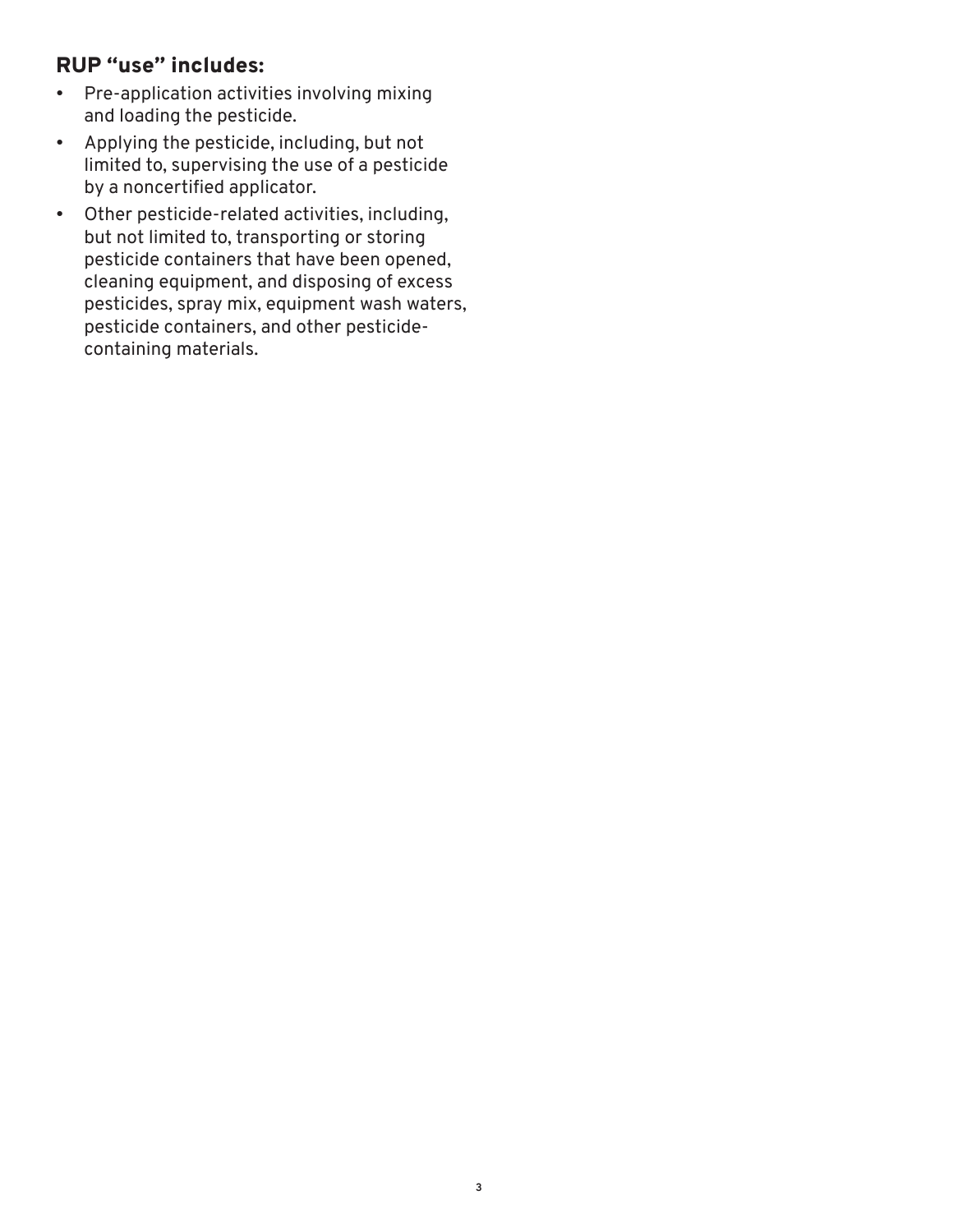## RUP "use" includes:

- Pre-application activities involving mixing and loading the pesticide.
- Applying the pesticide, including, but not limited to, supervising the use of a pesticide by a noncertified applicator.
- Other pesticide-related activities, including, but not limited to, transporting or storing pesticide containers that have been opened, cleaning equipment, and disposing of excess pesticides, spray mix, equipment wash waters, pesticide containers, and other pesticide-containing materials.